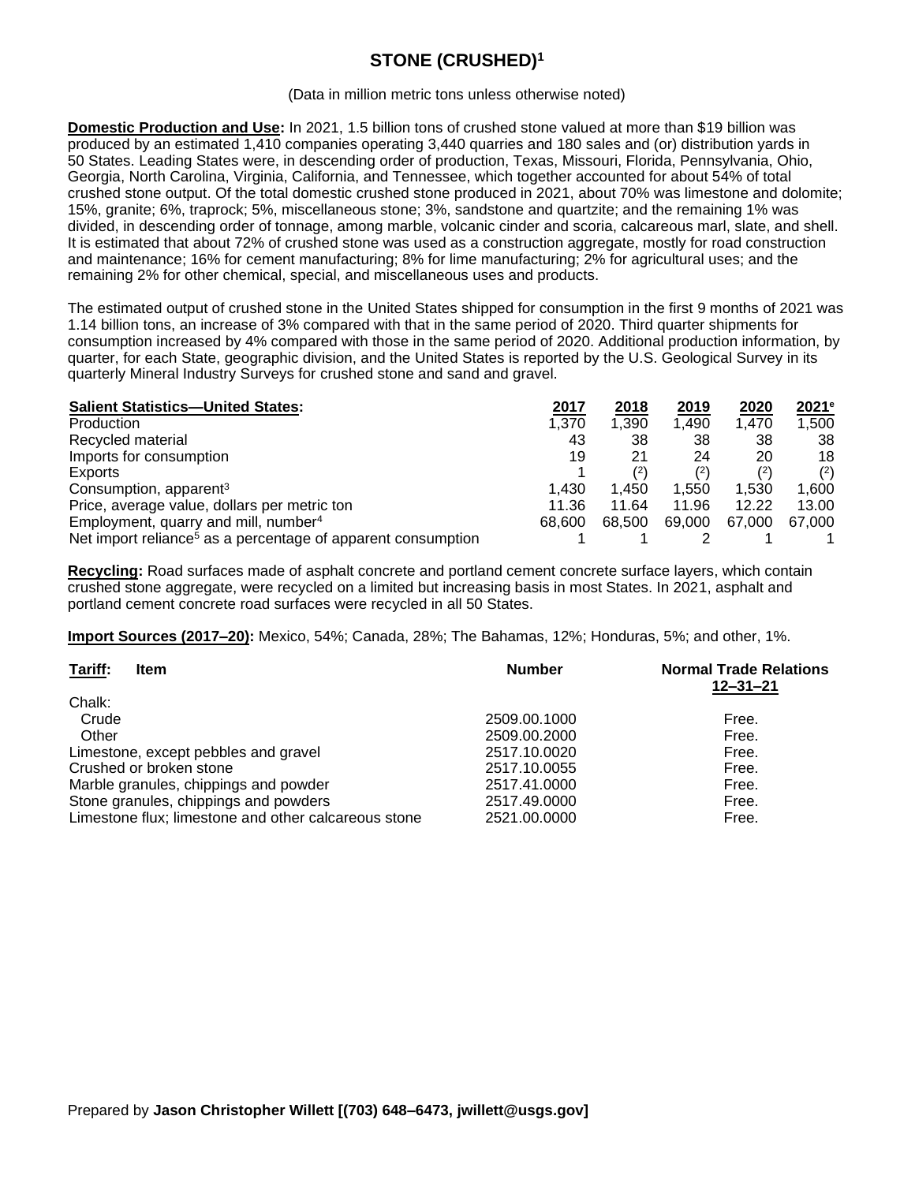# STONE (CRUSHED)[1]

(Data in million metric tons unless otherwise noted)

**Domestic Production and Use:** In 2021, 1.5 billion tons of crushed stone valued at more than $19 billion was produced by an estimated 1,410 companies operating 3,440 quarries and 180 sales and (or) distribution yards in 50 States. Leading States were, in descending order of production, Texas, Missouri, Florida, Pennsylvania, Ohio, Georgia, North Carolina, Virginia, California, and Tennessee, which together accounted for about 54% of total crushed stone output. Of the total domestic crushed stone produced in 2021, about 70% was limestone and dolomite; 15%, granite; 6%, traprock; 5%, miscellaneous stone; 3%, sandstone and quartzite; and the remaining 1% was divided, in descending order of tonnage, among marble, volcanic cinder and scoria, calcareous marl, slate, and shell. It is estimated that about 72% of crushed stone was used as a construction aggregate, mostly for road construction and maintenance; 16% for cement manufacturing; 8% for lime manufacturing; 2% for agricultural uses; and the remaining 2% for other chemical, special, and miscellaneous uses and products.

The estimated output of crushed stone in the United States shipped for consumption in the first 9 months of 2021 was 1.14 billion tons, an increase of 3% compared with that in the same period of 2020. Third quarter shipments for consumption increased by 4% compared with those in the same period of 2020. Additional production information, by quarter, for each State, geographic division, and the United States is reported by the U.S. Geological Survey in its quarterly Mineral Industry Surveys for crushed stone and sand and gravel.

| **Salient Statistics—United States:** | 2017 | 2018 | 2019 | 2020 | 2021[e] |
|---|---|---|---|---|---|
| Production | 1,370 | 1,390 | 1,490 | 1,470 | 1,500 |
| Recycled material | 43 | 38 | 38 | 38 | 38 |
| Imports for consumption | 19 | 21 | 24 | 20 | 18 |
| Exports | 1 | ([2]) | ([2]) | ([2]) | ([2]) |
| Consumption, apparent[3] | 1,430 | 1,450 | 1,550 | 1,530 | 1,600 |
| Price, average value, dollars per metric ton | 11.36 | 11.64 | 11.96 | 12.22 | 13.00 |
| Employment, quarry and mill, number[4] | 68,600 | 68,500 | 69,000 | 67,000 | 67,000 |
| Net import reliance[5] as a percentage of apparent consumption | 1 | 1 | 2 | 1 | 1 |

**Recycling:** Road surfaces made of asphalt concrete and portland cement concrete surface layers, which contain crushed stone aggregate, were recycled on a limited but increasing basis in most States. In 2021, asphalt and portland cement concrete road surfaces were recycled in all 50 States.

**Import Sources (2017–20):** Mexico, 54%; Canada, 28%; The Bahamas, 12%; Honduras, 5%; and other, 1%.

| **Tariff:** Item | Number | Normal Trade Relations 12–31–21 |
|---|---|---|
| Chalk: | | |
| Crude | 2509.00.1000 | Free. |
| Other | 2509.00.2000 | Free. |
| Limestone, except pebbles and gravel | 2517.10.0020 | Free. |
| Crushed or broken stone | 2517.10.0055 | Free. |
| Marble granules, chippings and powder | 2517.41.0000 | Free. |
| Stone granules, chippings and powders | 2517.49.0000 | Free. |
| Limestone flux; limestone and other calcareous stone | 2521.00.0000 | Free. |

Prepared by **Jason Christopher Willett [(703) 648–6473, jwillett@usgs.gov]**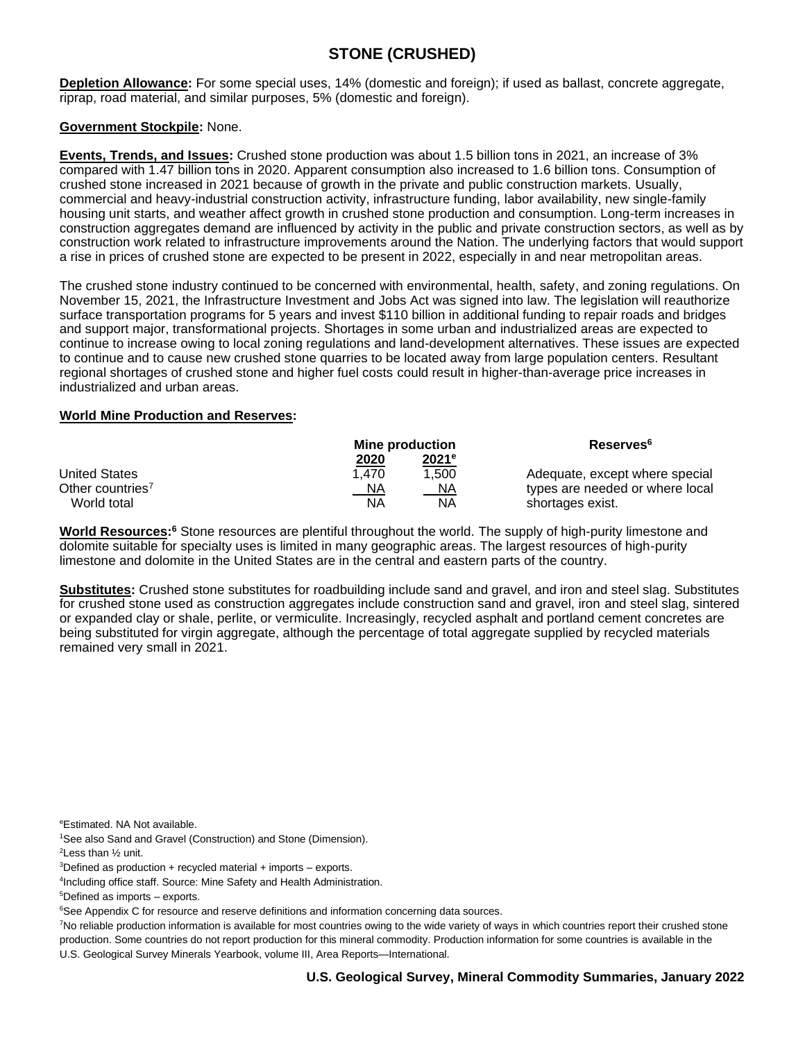# STONE (CRUSHED)

**Depletion Allowance:** For some special uses, 14% (domestic and foreign); if used as ballast, concrete aggregate, riprap, road material, and similar purposes, 5% (domestic and foreign).

**Government Stockpile:** None.

**Events, Trends, and Issues:** Crushed stone production was about 1.5 billion tons in 2021, an increase of 3% compared with 1.47 billion tons in 2020. Apparent consumption also increased to 1.6 billion tons. Consumption of crushed stone increased in 2021 because of growth in the private and public construction markets. Usually, commercial and heavy-industrial construction activity, infrastructure funding, labor availability, new single-family housing unit starts, and weather affect growth in crushed stone production and consumption. Long-term increases in construction aggregates demand are influenced by activity in the public and private construction sectors, as well as by construction work related to infrastructure improvements around the Nation. The underlying factors that would support a rise in prices of crushed stone are expected to be present in 2022, especially in and near metropolitan areas.

The crushed stone industry continued to be concerned with environmental, health, safety, and zoning regulations. On November 15, 2021, the Infrastructure Investment and Jobs Act was signed into law. The legislation will reauthorize surface transportation programs for 5 years and invest $110 billion in additional funding to repair roads and bridges and support major, transformational projects. Shortages in some urban and industrialized areas are expected to continue to increase owing to local zoning regulations and land-development alternatives. These issues are expected to continue and to cause new crushed stone quarries to be located away from large population centers. Resultant regional shortages of crushed stone and higher fuel costs could result in higher-than-average price increases in industrialized and urban areas.

**World Mine Production and Reserves:**

| | Mine production | | Reserves[6] |
|---|---|---|---|
| | 2020 | 2021[e] | |
| United States | 1,470 | 1,500 | Adequate, except where special |
| Other countries[7] | NA | NA | types are needed or where local |
| World total | NA | NA | shortages exist. |

**World Resources:**[6] Stone resources are plentiful throughout the world. The supply of high-purity limestone and dolomite suitable for specialty uses is limited in many geographic areas. The largest resources of high-purity limestone and dolomite in the United States are in the central and eastern parts of the country.

**Substitutes:** Crushed stone substitutes for roadbuilding include sand and gravel, and iron and steel slag. Substitutes for crushed stone used as construction aggregates include construction sand and gravel, iron and steel slag, sintered or expanded clay or shale, perlite, or vermiculite. Increasingly, recycled asphalt and portland cement concretes are being substituted for virgin aggregate, although the percentage of total aggregate supplied by recycled materials remained very small in 2021.

[e]Estimated. NA Not available.
[1]See also Sand and Gravel (Construction) and Stone (Dimension).
[2]Less than ½ unit.
[3]Defined as production + recycled material + imports – exports.
[4]Including office staff. Source: Mine Safety and Health Administration.
[5]Defined as imports – exports.
[6]See Appendix C for resource and reserve definitions and information concerning data sources.
[7]No reliable production information is available for most countries owing to the wide variety of ways in which countries report their crushed stone production. Some countries do not report production for this mineral commodity. Production information for some countries is available in the U.S. Geological Survey Minerals Yearbook, volume III, Area Reports—International.